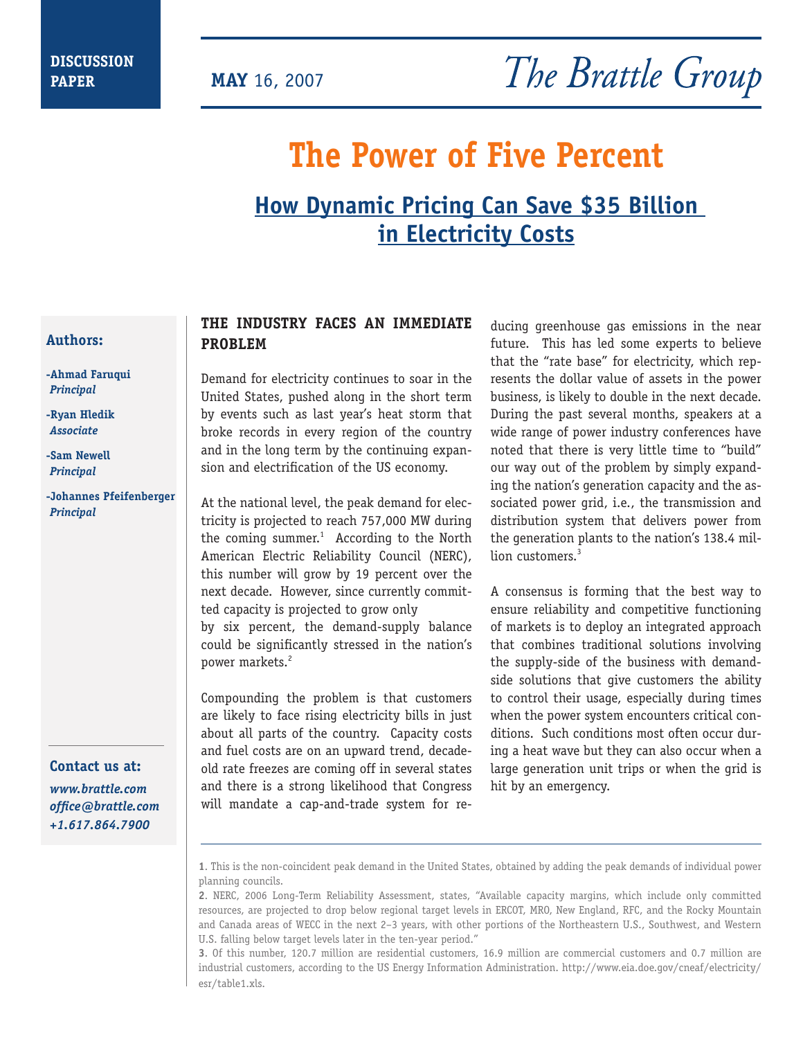DISCUSSION PAPER

**MAY** 16, 2007

*The Brattle Group*

# The Power of Five Percent

## How Dynamic Pricing Can Save $35 Billion in Electricity Costs

**Authors:**

-**Ahmad Faruqui** *Principal*

-**Ryan Hledik** *Associate*

-**Sam Newell** *Principal*

-**Johannes Pfeifenberger** *Principal*

**Contact us at:**

*www.brattle.com*
*office@brattle.com*
*+1.617.864.7900*

### THE INDUSTRY FACES AN IMMEDIATE PROBLEM

Demand for electricity continues to soar in the United States, pushed along in the short term by events such as last year's heat storm that broke records in every region of the country and in the long term by the continuing expansion and electrification of the US economy.

At the national level, the peak demand for electricity is projected to reach 757,000 MW during the coming summer.[1] According to the North American Electric Reliability Council (NERC), this number will grow by 19 percent over the next decade. However, since currently committed capacity is projected to grow only by six percent, the demand-supply balance could be significantly stressed in the nation's power markets.[2]

Compounding the problem is that customers are likely to face rising electricity bills in just about all parts of the country. Capacity costs and fuel costs are on an upward trend, decade-old rate freezes are coming off in several states and there is a strong likelihood that Congress will mandate a cap-and-trade system for reducing greenhouse gas emissions in the near future. This has led some experts to believe that the "rate base" for electricity, which represents the dollar value of assets in the power business, is likely to double in the next decade. During the past several months, speakers at a wide range of power industry conferences have noted that there is very little time to "build" our way out of the problem by simply expanding the nation's generation capacity and the associated power grid, i.e., the transmission and distribution system that delivers power from the generation plants to the nation's 138.4 million customers.[3]

A consensus is forming that the best way to ensure reliability and competitive functioning of markets is to deploy an integrated approach that combines traditional solutions involving the supply-side of the business with demand-side solutions that give customers the ability to control their usage, especially during times when the power system encounters critical conditions. Such conditions most often occur during a heat wave but they can also occur when a large generation unit trips or when the grid is hit by an emergency.

---

**1**. This is the non-coincident peak demand in the United States, obtained by adding the peak demands of individual power planning councils.

**2**. NERC, 2006 Long-Term Reliability Assessment, states, "Available capacity margins, which include only committed resources, are projected to drop below regional target levels in ERCOT, MRO, New England, RFC, and the Rocky Mountain and Canada areas of WECC in the next 2–3 years, with other portions of the Northeastern U.S., Southwest, and Western U.S. falling below target levels later in the ten-year period."

**3**. Of this number, 120.7 million are residential customers, 16.9 million are commercial customers and 0.7 million are industrial customers, according to the US Energy Information Administration. http://www.eia.doe.gov/cneaf/electricity/esr/table1.xls.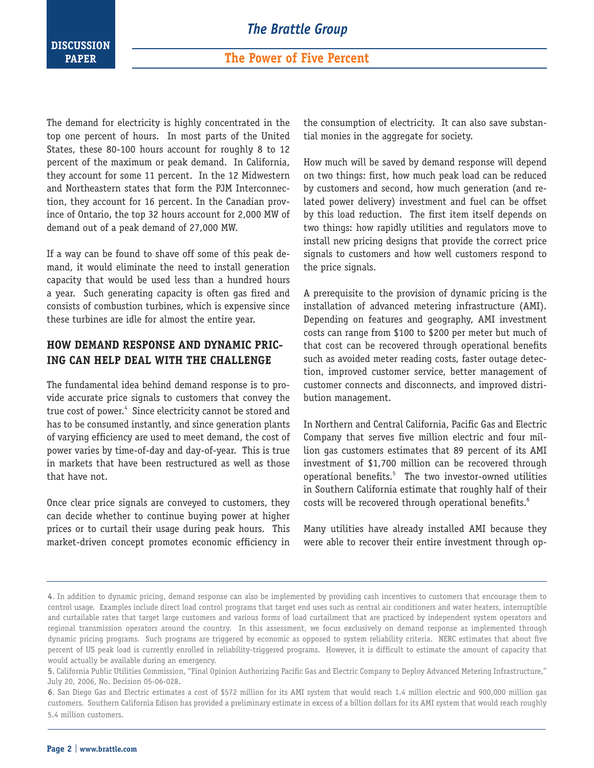The demand for electricity is highly concentrated in the top one percent of hours. In most parts of the United States, these 80-100 hours account for roughly 8 to 12 percent of the maximum or peak demand. In California, they account for some 11 percent. In the 12 Midwestern and Northeastern states that form the PJM Interconnection, they account for 16 percent. In the Canadian province of Ontario, the top 32 hours account for 2,000 MW of demand out of a peak demand of 27,000 MW.

If a way can be found to shave off some of this peak demand, it would eliminate the need to install generation capacity that would be used less than a hundred hours a year. Such generating capacity is often gas fired and consists of combustion turbines, which is expensive since these turbines are idle for almost the entire year.

## HOW DEMAND RESPONSE AND DYNAMIC PRICING CAN HELP DEAL WITH THE CHALLENGE

The fundamental idea behind demand response is to provide accurate price signals to customers that convey the true cost of power.[4] Since electricity cannot be stored and has to be consumed instantly, and since generation plants of varying efficiency are used to meet demand, the cost of power varies by time-of-day and day-of-year. This is true in markets that have been restructured as well as those that have not.

Once clear price signals are conveyed to customers, they can decide whether to continue buying power at higher prices or to curtail their usage during peak hours. This market-driven concept promotes economic efficiency in the consumption of electricity. It can also save substantial monies in the aggregate for society.

How much will be saved by demand response will depend on two things: first, how much peak load can be reduced by customers and second, how much generation (and related power delivery) investment and fuel can be offset by this load reduction. The first item itself depends on two things: how rapidly utilities and regulators move to install new pricing designs that provide the correct price signals to customers and how well customers respond to the price signals.

A prerequisite to the provision of dynamic pricing is the installation of advanced metering infrastructure (AMI). Depending on features and geography, AMI investment costs can range from $100 to $200 per meter but much of that cost can be recovered through operational benefits such as avoided meter reading costs, faster outage detection, improved customer service, better management of customer connects and disconnects, and improved distribution management.

In Northern and Central California, Pacific Gas and Electric Company that serves five million electric and four million gas customers estimates that 89 percent of its AMI investment of $1,700 million can be recovered through operational benefits.[5] The two investor-owned utilities in Southern California estimate that roughly half of their costs will be recovered through operational benefits.[6]

Many utilities have already installed AMI because they were able to recover their entire investment through op-

---

**4**. In addition to dynamic pricing, demand response can also be implemented by providing cash incentives to customers that encourage them to control usage. Examples include direct load control programs that target end uses such as central air conditioners and water heaters, interruptible and curtailable rates that target large customers and various forms of load curtailment that are practiced by independent system operators and regional transmission operators around the country. In this assessment, we focus exclusively on demand response as implemented through dynamic pricing programs. Such programs are triggered by economic as opposed to system reliability criteria. NERC estimates that about five percent of US peak load is currently enrolled in reliability-triggered programs. However, it is difficult to estimate the amount of capacity that would actually be available during an emergency.

**5**. California Public Utilities Commission, "Final Opinion Authorizing Pacific Gas and Electric Company to Deploy Advanced Metering Infrastructure," July 20, 2006, No. Decision 05-06-028.

**6**. San Diego Gas and Electric estimates a cost of $572 million for its AMI system that would reach 1.4 million electric and 900,000 million gas customers. Southern California Edison has provided a preliminary estimate in excess of a billion dollars for its AMI system that would reach roughly 5.4 million customers.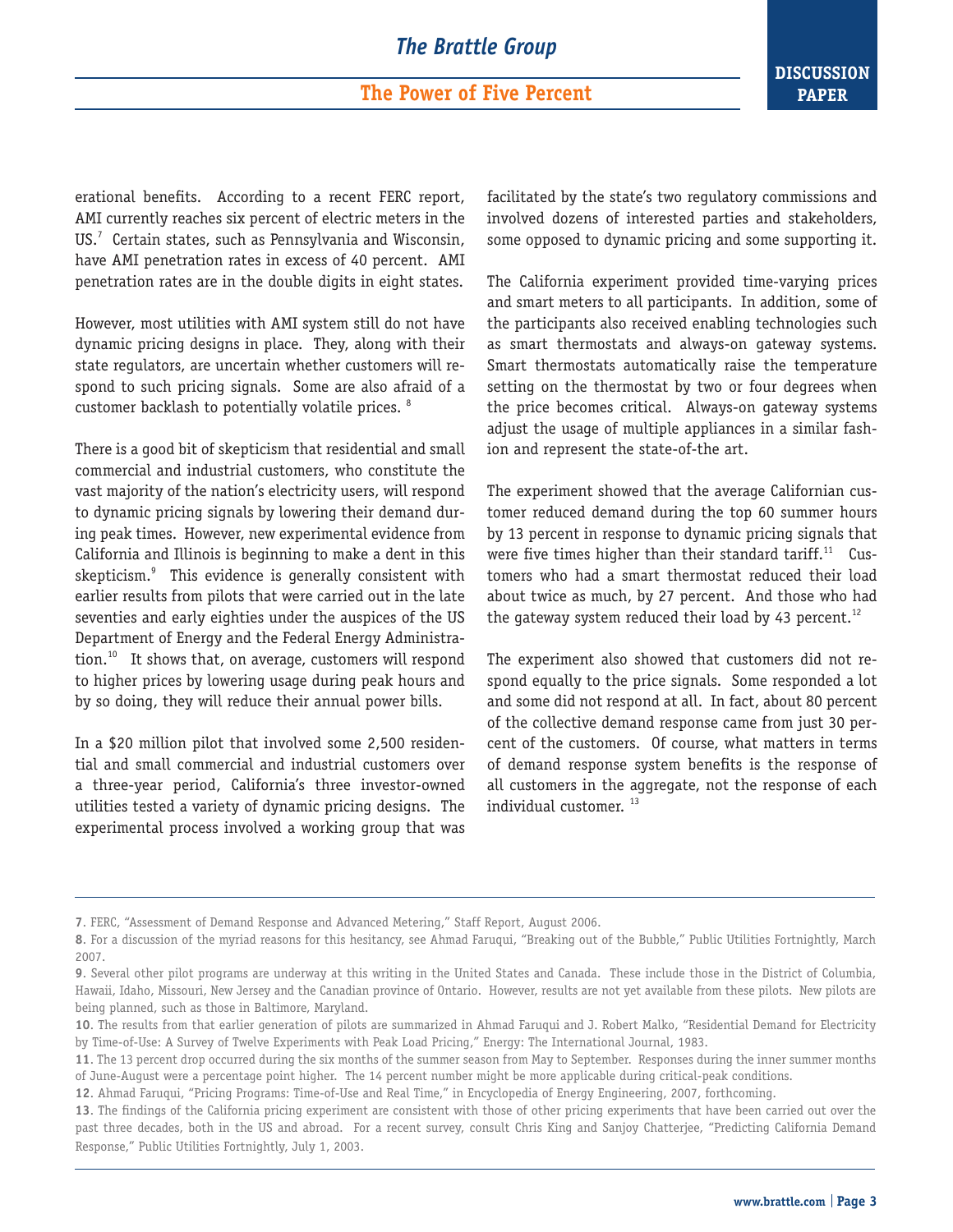erational benefits. According to a recent FERC report, AMI currently reaches six percent of electric meters in the US.[7] Certain states, such as Pennsylvania and Wisconsin, have AMI penetration rates in excess of 40 percent. AMI penetration rates are in the double digits in eight states.

However, most utilities with AMI system still do not have dynamic pricing designs in place. They, along with their state regulators, are uncertain whether customers will respond to such pricing signals. Some are also afraid of a customer backlash to potentially volatile prices.[8]

There is a good bit of skepticism that residential and small commercial and industrial customers, who constitute the vast majority of the nation's electricity users, will respond to dynamic pricing signals by lowering their demand during peak times. However, new experimental evidence from California and Illinois is beginning to make a dent in this skepticism.[9] This evidence is generally consistent with earlier results from pilots that were carried out in the late seventies and early eighties under the auspices of the US Department of Energy and the Federal Energy Administration.[10] It shows that, on average, customers will respond to higher prices by lowering usage during peak hours and by so doing, they will reduce their annual power bills.

In a $20 million pilot that involved some 2,500 residential and small commercial and industrial customers over a three-year period, California's three investor-owned utilities tested a variety of dynamic pricing designs. The experimental process involved a working group that was facilitated by the state's two regulatory commissions and involved dozens of interested parties and stakeholders, some opposed to dynamic pricing and some supporting it.

The California experiment provided time-varying prices and smart meters to all participants. In addition, some of the participants also received enabling technologies such as smart thermostats and always-on gateway systems. Smart thermostats automatically raise the temperature setting on the thermostat by two or four degrees when the price becomes critical. Always-on gateway systems adjust the usage of multiple appliances in a similar fashion and represent the state-of-the art.

The experiment showed that the average Californian customer reduced demand during the top 60 summer hours by 13 percent in response to dynamic pricing signals that were five times higher than their standard tariff.[11] Customers who had a smart thermostat reduced their load about twice as much, by 27 percent. And those who had the gateway system reduced their load by 43 percent.[12]

The experiment also showed that customers did not respond equally to the price signals. Some responded a lot and some did not respond at all. In fact, about 80 percent of the collective demand response came from just 30 percent of the customers. Of course, what matters in terms of demand response system benefits is the response of all customers in the aggregate, not the response of each individual customer.[13]

---

**7**. FERC, "Assessment of Demand Response and Advanced Metering," Staff Report, August 2006.

**8**. For a discussion of the myriad reasons for this hesitancy, see Ahmad Faruqui, "Breaking out of the Bubble," Public Utilities Fortnightly, March 2007.

**9**. Several other pilot programs are underway at this writing in the United States and Canada. These include those in the District of Columbia, Hawaii, Idaho, Missouri, New Jersey and the Canadian province of Ontario. However, results are not yet available from these pilots. New pilots are being planned, such as those in Baltimore, Maryland.

**10**. The results from that earlier generation of pilots are summarized in Ahmad Faruqui and J. Robert Malko, "Residential Demand for Electricity by Time-of-Use: A Survey of Twelve Experiments with Peak Load Pricing," Energy: The International Journal, 1983.

**11**. The 13 percent drop occurred during the six months of the summer season from May to September. Responses during the inner summer months of June-August were a percentage point higher. The 14 percent number might be more applicable during critical-peak conditions.

**12**. Ahmad Faruqui, "Pricing Programs: Time-of-Use and Real Time," in Encyclopedia of Energy Engineering, 2007, forthcoming.

**13**. The findings of the California pricing experiment are consistent with those of other pricing experiments that have been carried out over the past three decades, both in the US and abroad. For a recent survey, consult Chris King and Sanjoy Chatterjee, "Predicting California Demand Response," Public Utilities Fortnightly, July 1, 2003.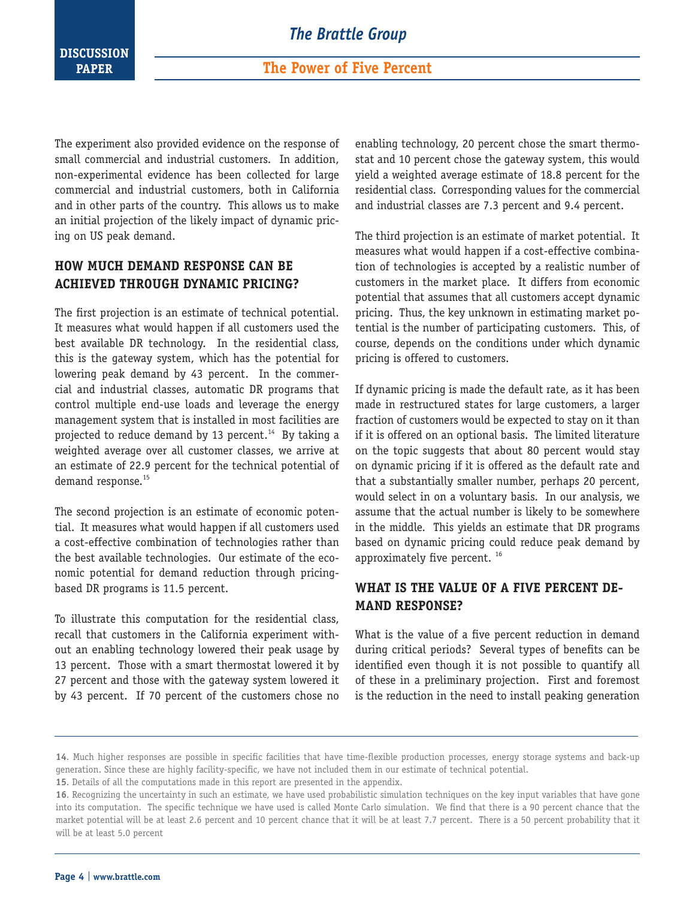The experiment also provided evidence on the response of small commercial and industrial customers. In addition, non-experimental evidence has been collected for large commercial and industrial customers, both in California and in other parts of the country. This allows us to make an initial projection of the likely impact of dynamic pricing on US peak demand.

## HOW MUCH DEMAND RESPONSE CAN BE ACHIEVED THROUGH DYNAMIC PRICING?

The first projection is an estimate of technical potential. It measures what would happen if all customers used the best available DR technology. In the residential class, this is the gateway system, which has the potential for lowering peak demand by 43 percent. In the commercial and industrial classes, automatic DR programs that control multiple end-use loads and leverage the energy management system that is installed in most facilities are projected to reduce demand by 13 percent.[14] By taking a weighted average over all customer classes, we arrive at an estimate of 22.9 percent for the technical potential of demand response.[15]

The second projection is an estimate of economic potential. It measures what would happen if all customers used a cost-effective combination of technologies rather than the best available technologies. Our estimate of the economic potential for demand reduction through pricing-based DR programs is 11.5 percent.

To illustrate this computation for the residential class, recall that customers in the California experiment without an enabling technology lowered their peak usage by 13 percent. Those with a smart thermostat lowered it by 27 percent and those with the gateway system lowered it by 43 percent. If 70 percent of the customers chose no enabling technology, 20 percent chose the smart thermostat and 10 percent chose the gateway system, this would yield a weighted average estimate of 18.8 percent for the residential class. Corresponding values for the commercial and industrial classes are 7.3 percent and 9.4 percent.

The third projection is an estimate of market potential. It measures what would happen if a cost-effective combination of technologies is accepted by a realistic number of customers in the market place. It differs from economic potential that assumes that all customers accept dynamic pricing. Thus, the key unknown in estimating market potential is the number of participating customers. This, of course, depends on the conditions under which dynamic pricing is offered to customers.

If dynamic pricing is made the default rate, as it has been made in restructured states for large customers, a larger fraction of customers would be expected to stay on it than if it is offered on an optional basis. The limited literature on the topic suggests that about 80 percent would stay on dynamic pricing if it is offered as the default rate and that a substantially smaller number, perhaps 20 percent, would select in on a voluntary basis. In our analysis, we assume that the actual number is likely to be somewhere in the middle. This yields an estimate that DR programs based on dynamic pricing could reduce peak demand by approximately five percent.[16]

## WHAT IS THE VALUE OF A FIVE PERCENT DEMAND RESPONSE?

What is the value of a five percent reduction in demand during critical periods? Several types of benefits can be identified even though it is not possible to quantify all of these in a preliminary projection. First and foremost is the reduction in the need to install peaking generation

---

**14**. Much higher responses are possible in specific facilities that have time-flexible production processes, energy storage systems and back-up generation. Since these are highly facility-specific, we have not included them in our estimate of technical potential.

**15**. Details of all the computations made in this report are presented in the appendix.

**16**. Recognizing the uncertainty in such an estimate, we have used probabilistic simulation techniques on the key input variables that have gone into its computation. The specific technique we have used is called Monte Carlo simulation. We find that there is a 90 percent chance that the market potential will be at least 2.6 percent and 10 percent chance that it will be at least 7.7 percent. There is a 50 percent probability that it will be at least 5.0 percent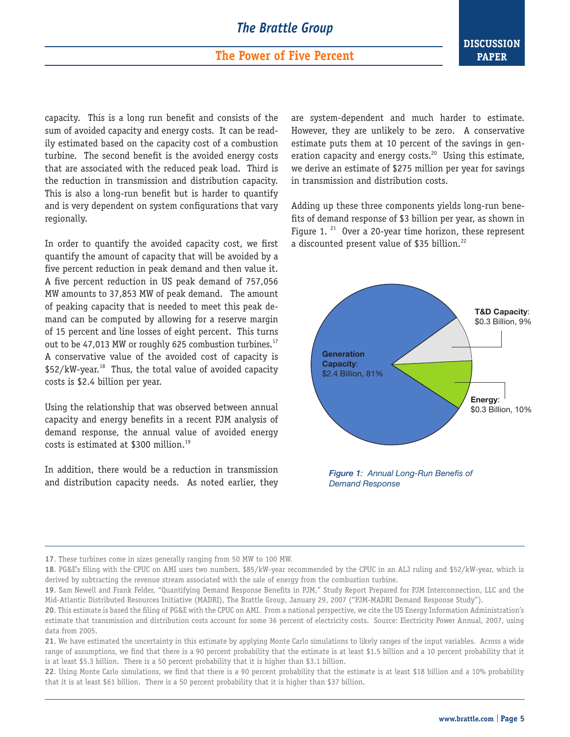capacity. This is a long run benefit and consists of the sum of avoided capacity and energy costs. It can be readily estimated based on the capacity cost of a combustion turbine. The second benefit is the avoided energy costs that are associated with the reduced peak load. Third is the reduction in transmission and distribution capacity. This is also a long-run benefit but is harder to quantify and is very dependent on system configurations that vary regionally.

In order to quantify the avoided capacity cost, we first quantify the amount of capacity that will be avoided by a five percent reduction in peak demand and then value it. A five percent reduction in US peak demand of 757,056 MW amounts to 37,853 MW of peak demand. The amount of peaking capacity that is needed to meet this peak demand can be computed by allowing for a reserve margin of 15 percent and line losses of eight percent. This turns out to be 47,013 MW or roughly 625 combustion turbines.[17] A conservative value of the avoided cost of capacity is $52/kW-year.[18] Thus, the total value of avoided capacity costs is $2.4 billion per year.

Using the relationship that was observed between annual capacity and energy benefits in a recent PJM analysis of demand response, the annual value of avoided energy costs is estimated at $300 million.[19]

In addition, there would be a reduction in transmission and distribution capacity needs. As noted earlier, they are system-dependent and much harder to estimate. However, they are unlikely to be zero. A conservative estimate puts them at 10 percent of the savings in generation capacity and energy costs.[20] Using this estimate, we derive an estimate of $275 million per year for savings in transmission and distribution costs.

Adding up these three components yields long-run benefits of demand response of $3 billion per year, as shown in Figure 1.[21] Over a 20-year time horizon, these represent a discounted present value of $35 billion.[22]

**Generation Capacity**: $2.4 Billion, 81%

**T&D Capacity**: $0.3 Billion, 9%

**Energy**: $0.3 Billion, 10%

*Figure 1: Annual Long-Run Benefis of Demand Response*

---

**17**. These turbines come in sizes generally ranging from 50 MW to 100 MW.

**18**. PG&E's filing with the CPUC on AMI uses two numbers, $85/kW-year recommended by the CPUC in an ALJ ruling and $52/kW-year, which is derived by subtracting the revenue stream associated with the sale of energy from the combustion turbine.

**19**. Sam Newell and Frank Felder, "Quantifying Demand Response Benefits in PJM," Study Report Prepared for PJM Interconnection, LLC and the Mid-Atlantic Distributed Resources Initiative (MADRI), The Brattle Group, January 29, 2007 ("PJM-MADRI Demand Response Study").

**20**. This estimate is based the filing of PG&E with the CPUC on AMI. From a national perspective, we cite the US Energy Information Administration's estimate that transmission and distribution costs account for some 36 percent of electricity costs. Source: Electricity Power Annual, 2007, using data from 2005.

**21**. We have estimated the uncertainty in this estimate by applying Monte Carlo simulations to likely ranges of the input variables. Across a wide range of assumptions, we find that there is a 90 percent probability that the estimate is at least $1.5 billion and a 10 percent probability that it is at least $5.3 billion. There is a 50 percent probability that it is higher than $3.1 billion.

**22**. Using Monte Carlo simulations, we find that there is a 90 percent probability that the estimate is at least $18 billion and a 10% probability that it is at least $61 billion. There is a 50 percent probability that it is higher than $37 billion.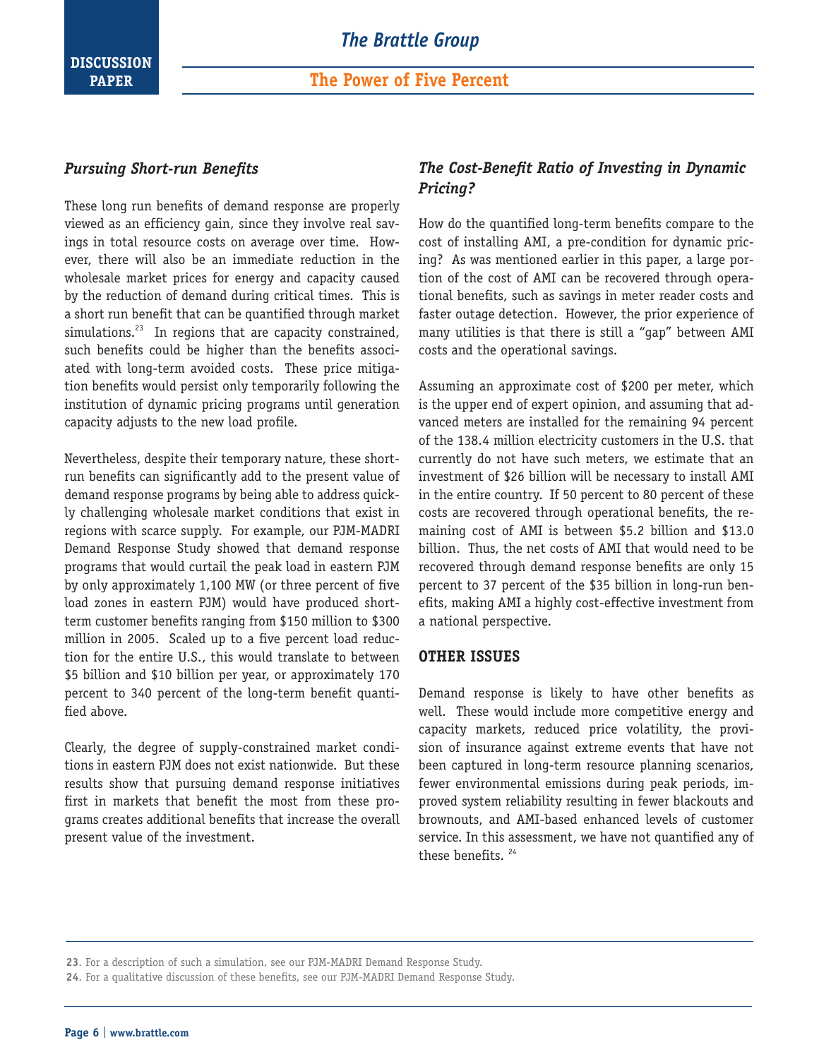### *Pursuing Short-run Benefits*

These long run benefits of demand response are properly viewed as an efficiency gain, since they involve real savings in total resource costs on average over time. However, there will also be an immediate reduction in the wholesale market prices for energy and capacity caused by the reduction of demand during critical times. This is a short run benefit that can be quantified through market simulations.[23] In regions that are capacity constrained, such benefits could be higher than the benefits associated with long-term avoided costs. These price mitigation benefits would persist only temporarily following the institution of dynamic pricing programs until generation capacity adjusts to the new load profile.

Nevertheless, despite their temporary nature, these short-run benefits can significantly add to the present value of demand response programs by being able to address quickly challenging wholesale market conditions that exist in regions with scarce supply. For example, our PJM-MADRI Demand Response Study showed that demand response programs that would curtail the peak load in eastern PJM by only approximately 1,100 MW (or three percent of five load zones in eastern PJM) would have produced short-term customer benefits ranging from $150 million to $300 million in 2005. Scaled up to a five percent load reduction for the entire U.S., this would translate to between $5 billion and $10 billion per year, or approximately 170 percent to 340 percent of the long-term benefit quantified above.

Clearly, the degree of supply-constrained market conditions in eastern PJM does not exist nationwide. But these results show that pursuing demand response initiatives first in markets that benefit the most from these programs creates additional benefits that increase the overall present value of the investment.

### *The Cost-Benefit Ratio of Investing in Dynamic Pricing?*

How do the quantified long-term benefits compare to the cost of installing AMI, a pre-condition for dynamic pricing? As was mentioned earlier in this paper, a large portion of the cost of AMI can be recovered through operational benefits, such as savings in meter reader costs and faster outage detection. However, the prior experience of many utilities is that there is still a "gap" between AMI costs and the operational savings.

Assuming an approximate cost of $200 per meter, which is the upper end of expert opinion, and assuming that advanced meters are installed for the remaining 94 percent of the 138.4 million electricity customers in the U.S. that currently do not have such meters, we estimate that an investment of $26 billion will be necessary to install AMI in the entire country. If 50 percent to 80 percent of these costs are recovered through operational benefits, the remaining cost of AMI is between $5.2 billion and $13.0 billion. Thus, the net costs of AMI that would need to be recovered through demand response benefits are only 15 percent to 37 percent of the $35 billion in long-run benefits, making AMI a highly cost-effective investment from a national perspective.

## OTHER ISSUES

Demand response is likely to have other benefits as well. These would include more competitive energy and capacity markets, reduced price volatility, the provision of insurance against extreme events that have not been captured in long-term resource planning scenarios, fewer environmental emissions during peak periods, improved system reliability resulting in fewer blackouts and brownouts, and AMI-based enhanced levels of customer service. In this assessment, we have not quantified any of these benefits.[24]

---

**23**. For a description of such a simulation, see our PJM-MADRI Demand Response Study.

**24**. For a qualitative discussion of these benefits, see our PJM-MADRI Demand Response Study.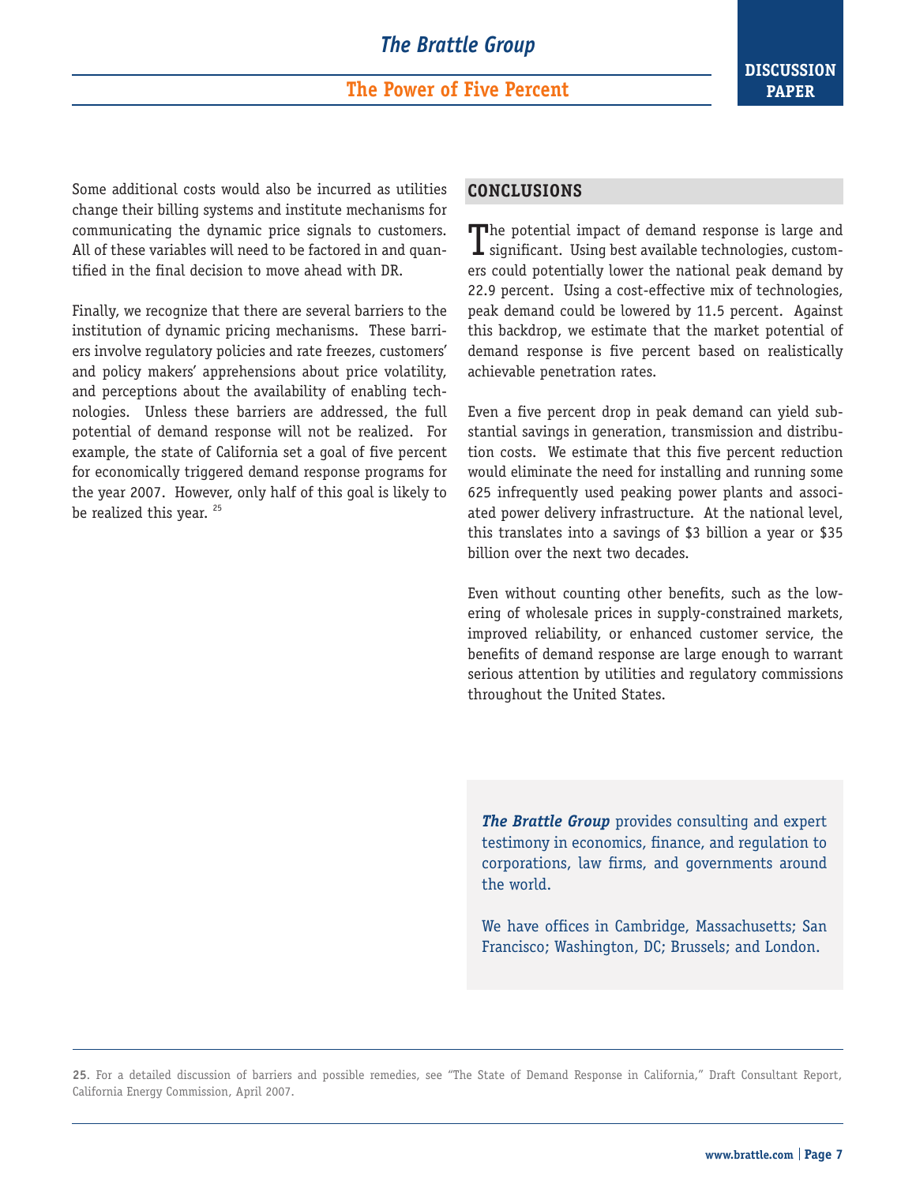Some additional costs would also be incurred as utilities change their billing systems and institute mechanisms for communicating the dynamic price signals to customers. All of these variables will need to be factored in and quantified in the final decision to move ahead with DR.

Finally, we recognize that there are several barriers to the institution of dynamic pricing mechanisms. These barriers involve regulatory policies and rate freezes, customers' and policy makers' apprehensions about price volatility, and perceptions about the availability of enabling technologies. Unless these barriers are addressed, the full potential of demand response will not be realized. For example, the state of California set a goal of five percent for economically triggered demand response programs for the year 2007. However, only half of this goal is likely to be realized this year. [25]

## CONCLUSIONS

The potential impact of demand response is large and significant. Using best available technologies, customers could potentially lower the national peak demand by 22.9 percent. Using a cost-effective mix of technologies, peak demand could be lowered by 11.5 percent. Against this backdrop, we estimate that the market potential of demand response is five percent based on realistically achievable penetration rates.

Even a five percent drop in peak demand can yield substantial savings in generation, transmission and distribution costs. We estimate that this five percent reduction would eliminate the need for installing and running some 625 infrequently used peaking power plants and associated power delivery infrastructure. At the national level, this translates into a savings of $3 billion a year or $35 billion over the next two decades.

Even without counting other benefits, such as the lowering of wholesale prices in supply-constrained markets, improved reliability, or enhanced customer service, the benefits of demand response are large enough to warrant serious attention by utilities and regulatory commissions throughout the United States.

***The Brattle Group*** provides consulting and expert testimony in economics, finance, and regulation to corporations, law firms, and governments around the world.

We have offices in Cambridge, Massachusetts; San Francisco; Washington, DC; Brussels; and London.

---

**25**. For a detailed discussion of barriers and possible remedies, see "The State of Demand Response in California," Draft Consultant Report, California Energy Commission, April 2007.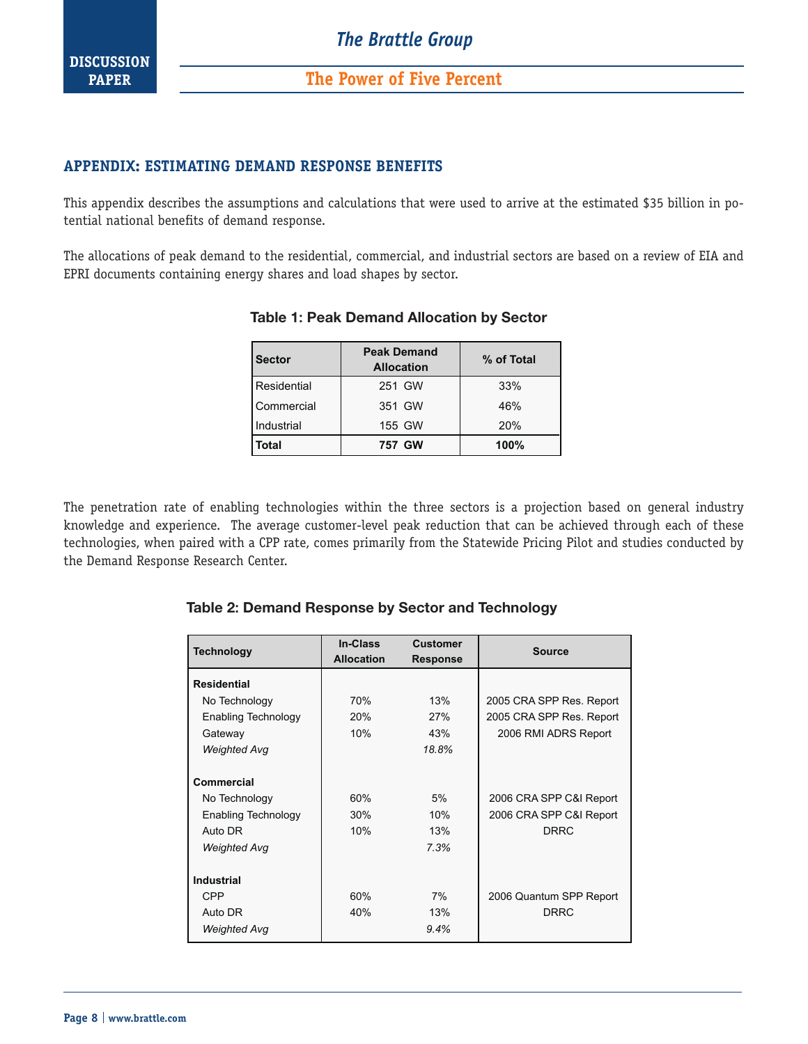## APPENDIX: ESTIMATING DEMAND RESPONSE BENEFITS

This appendix describes the assumptions and calculations that were used to arrive at the estimated $35 billion in potential national benefits of demand response.

The allocations of peak demand to the residential, commercial, and industrial sectors are based on a review of EIA and EPRI documents containing energy shares and load shapes by sector.

**Table 1: Peak Demand Allocation by Sector**

| Sector | Peak Demand Allocation | % of Total |
|---|---|---|
| Residential | 251 GW | 33% |
| Commercial | 351 GW | 46% |
| Industrial | 155 GW | 20% |
| **Total** | **757 GW** | **100%** |

The penetration rate of enabling technologies within the three sectors is a projection based on general industry knowledge and experience. The average customer-level peak reduction that can be achieved through each of these technologies, when paired with a CPP rate, comes primarily from the Statewide Pricing Pilot and studies conducted by the Demand Response Research Center.

**Table 2: Demand Response by Sector and Technology**

| Technology | In-Class Allocation | Customer Response | Source |
|---|---|---|---|
| **Residential** | | | |
| No Technology | 70% | 13% | 2005 CRA SPP Res. Report |
| Enabling Technology | 20% | 27% | 2005 CRA SPP Res. Report |
| Gateway | 10% | 43% | 2006 RMI ADRS Report |
| *Weighted Avg* | | *18.8%* | |
| **Commercial** | | | |
| No Technology | 60% | 5% | 2006 CRA SPP C&I Report |
| Enabling Technology | 30% | 10% | 2006 CRA SPP C&I Report |
| Auto DR | 10% | 13% | DRRC |
| *Weighted Avg* | | *7.3%* | |
| **Industrial** | | | |
| CPP | 60% | 7% | 2006 Quantum SPP Report |
| Auto DR | 40% | 13% | DRRC |
| *Weighted Avg* | | *9.4%* | |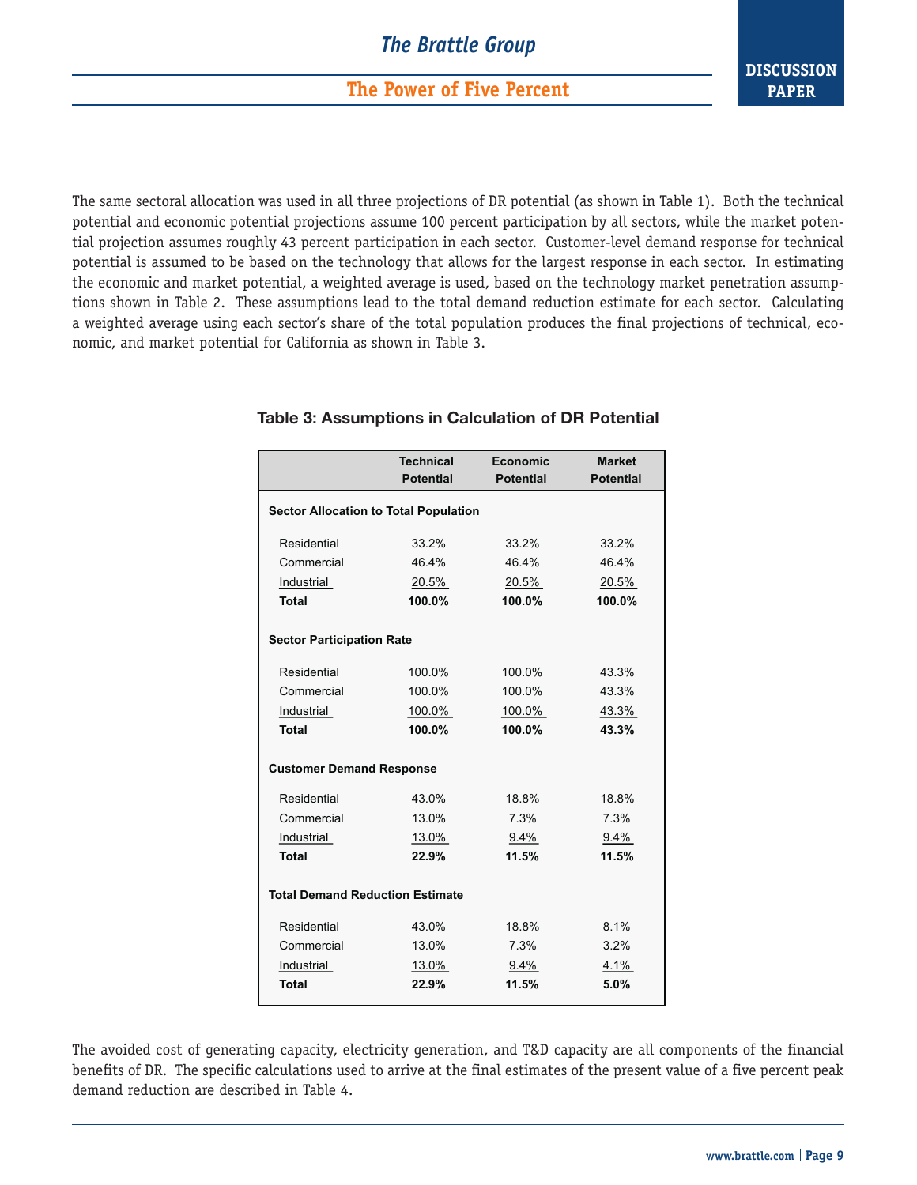The same sectoral allocation was used in all three projections of DR potential (as shown in Table 1). Both the technical potential and economic potential projections assume 100 percent participation by all sectors, while the market potential projection assumes roughly 43 percent participation in each sector. Customer-level demand response for technical potential is assumed to be based on the technology that allows for the largest response in each sector. In estimating the economic and market potential, a weighted average is used, based on the technology market penetration assumptions shown in Table 2. These assumptions lead to the total demand reduction estimate for each sector. Calculating a weighted average using each sector's share of the total population produces the final projections of technical, economic, and market potential for California as shown in Table 3.

**Table 3: Assumptions in Calculation of DR Potential**

| | Technical Potential | Economic Potential | Market Potential |
|---|---|---|---|
| **Sector Allocation to Total Population** | | | |
| Residential | 33.2% | 33.2% | 33.2% |
| Commercial | 46.4% | 46.4% | 46.4% |
| Industrial | 20.5% | 20.5% | 20.5% |
| **Total** | **100.0%** | **100.0%** | **100.0%** |
| **Sector Participation Rate** | | | |
| Residential | 100.0% | 100.0% | 43.3% |
| Commercial | 100.0% | 100.0% | 43.3% |
| Industrial | 100.0% | 100.0% | 43.3% |
| **Total** | **100.0%** | **100.0%** | **43.3%** |
| **Customer Demand Response** | | | |
| Residential | 43.0% | 18.8% | 18.8% |
| Commercial | 13.0% | 7.3% | 7.3% |
| Industrial | 13.0% | 9.4% | 9.4% |
| **Total** | **22.9%** | **11.5%** | **11.5%** |
| **Total Demand Reduction Estimate** | | | |
| Residential | 43.0% | 18.8% | 8.1% |
| Commercial | 13.0% | 7.3% | 3.2% |
| Industrial | 13.0% | 9.4% | 4.1% |
| **Total** | **22.9%** | **11.5%** | **5.0%** |

The avoided cost of generating capacity, electricity generation, and T&D capacity are all components of the financial benefits of DR. The specific calculations used to arrive at the final estimates of the present value of a five percent peak demand reduction are described in Table 4.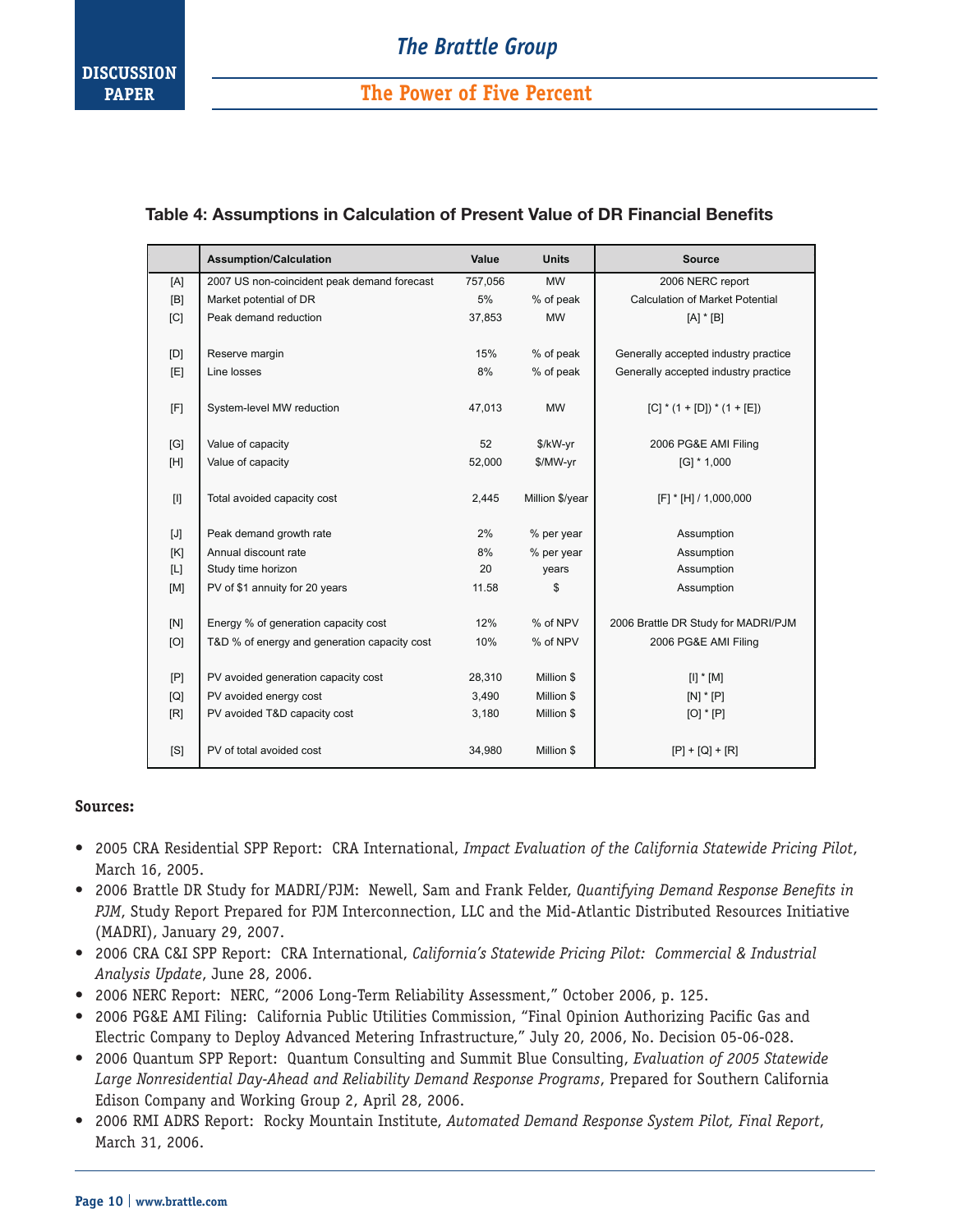### Table 4: Assumptions in Calculation of Present Value of DR Financial Benefits

| | Assumption/Calculation | Value | Units | Source |
|---|---|---|---|---|
| [A] | 2007 US non-coincident peak demand forecast | 757,056 | MW | 2006 NERC report |
| [B] | Market potential of DR | 5% | % of peak | Calculation of Market Potential |
| [C] | Peak demand reduction | 37,853 | MW | [A] * [B] |
| [D] | Reserve margin | 15% | % of peak | Generally accepted industry practice |
| [E] | Line losses | 8% | % of peak | Generally accepted industry practice |
| [F] | System-level MW reduction | 47,013 | MW | [C] * (1 + [D]) * (1 + [E]) |
| [G] | Value of capacity | 52 | $/kW-yr | 2006 PG&E AMI Filing |
| [H] | Value of capacity | 52,000 | $/MW-yr | [G] * 1,000 |
| [I] | Total avoided capacity cost | 2,445 | Million $/year | [F] * [H] / 1,000,000 |
| [J] | Peak demand growth rate | 2% | % per year | Assumption |
| [K] | Annual discount rate | 8% | % per year | Assumption |
| [L] | Study time horizon | 20 | years | Assumption |
| [M] | PV of $1 annuity for 20 years | 11.58 | $ | Assumption |
| [N] | Energy % of generation capacity cost | 12% | % of NPV | 2006 Brattle DR Study for MADRI/PJM |
| [O] | T&D % of energy and generation capacity cost | 10% | % of NPV | 2006 PG&E AMI Filing |
| [P] | PV avoided generation capacity cost | 28,310 | Million $ | [I] * [M] |
| [Q] | PV avoided energy cost | 3,490 | Million $ | [N] * [P] |
| [R] | PV avoided T&D capacity cost | 3,180 | Million $ | [O] * [P] |
| [S] | PV of total avoided cost | 34,980 | Million $ | [P] + [Q] + [R] |

**Sources:**

- 2005 CRA Residential SPP Report: CRA International, *Impact Evaluation of the California Statewide Pricing Pilot*, March 16, 2005.
- 2006 Brattle DR Study for MADRI/PJM: Newell, Sam and Frank Felder, *Quantifying Demand Response Benefits in PJM*, Study Report Prepared for PJM Interconnection, LLC and the Mid-Atlantic Distributed Resources Initiative (MADRI), January 29, 2007.
- 2006 CRA C&I SPP Report: CRA International, *California's Statewide Pricing Pilot: Commercial & Industrial Analysis Update*, June 28, 2006.
- 2006 NERC Report: NERC, "2006 Long-Term Reliability Assessment," October 2006, p. 125.
- 2006 PG&E AMI Filing: California Public Utilities Commission, "Final Opinion Authorizing Pacific Gas and Electric Company to Deploy Advanced Metering Infrastructure," July 20, 2006, No. Decision 05-06-028.
- 2006 Quantum SPP Report: Quantum Consulting and Summit Blue Consulting, *Evaluation of 2005 Statewide Large Nonresidential Day-Ahead and Reliability Demand Response Programs*, Prepared for Southern California Edison Company and Working Group 2, April 28, 2006.
- 2006 RMI ADRS Report: Rocky Mountain Institute, *Automated Demand Response System Pilot, Final Report*, March 31, 2006.